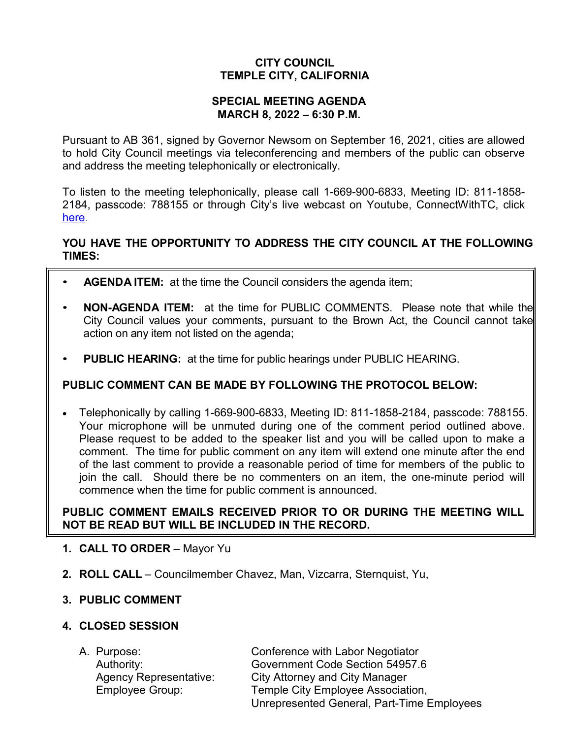**CITY COUNCIL**
**TEMPLE CITY, CALIFORNIA**

**SPECIAL MEETING AGENDA**
**MARCH 8, 2022 – 6:30 P.M.**

Pursuant to AB 361, signed by Governor Newsom on September 16, 2021, cities are allowed to hold City Council meetings via teleconferencing and members of the public can observe and address the meeting telephonically or electronically.

To listen to the meeting telephonically, please call 1-669-900-6833, Meeting ID: 811-1858-2184, passcode: 788155 or through City's live webcast on Youtube, ConnectWithTC, click here.

**YOU HAVE THE OPPORTUNITY TO ADDRESS THE CITY COUNCIL AT THE FOLLOWING TIMES:**

- **AGENDA ITEM:** at the time the Council considers the agenda item;
- **NON-AGENDA ITEM:** at the time for PUBLIC COMMENTS. Please note that while the City Council values your comments, pursuant to the Brown Act, the Council cannot take action on any item not listed on the agenda;
- **PUBLIC HEARING:** at the time for public hearings under PUBLIC HEARING.

**PUBLIC COMMENT CAN BE MADE BY FOLLOWING THE PROTOCOL BELOW:**

- Telephonically by calling 1-669-900-6833, Meeting ID: 811-1858-2184, passcode: 788155. Your microphone will be unmuted during one of the comment period outlined above. Please request to be added to the speaker list and you will be called upon to make a comment. The time for public comment on any item will extend one minute after the end of the last comment to provide a reasonable period of time for members of the public to join the call. Should there be no commenters on an item, the one-minute period will commence when the time for public comment is announced.

**PUBLIC COMMENT EMAILS RECEIVED PRIOR TO OR DURING THE MEETING WILL NOT BE READ BUT WILL BE INCLUDED IN THE RECORD.**

1. **CALL TO ORDER** – Mayor Yu

2. **ROLL CALL** – Councilmember Chavez, Man, Vizcarra, Sternquist, Yu,

3. **PUBLIC COMMENT**

4. **CLOSED SESSION**

   A. Purpose: Conference with Labor Negotiator
      Authority: Government Code Section 54957.6
      Agency Representative: City Attorney and City Manager
      Employee Group: Temple City Employee Association, Unrepresented General, Part-Time Employees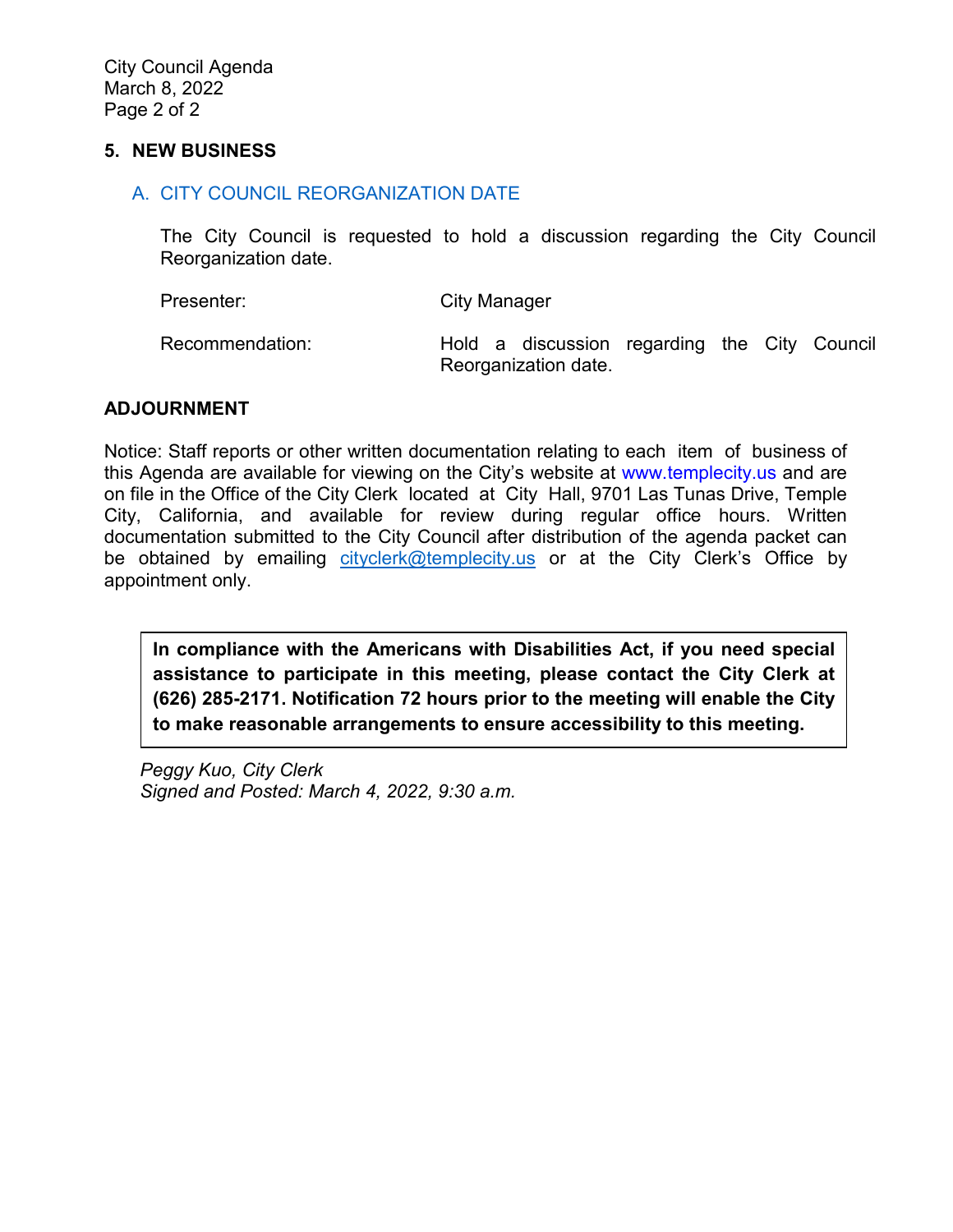## 5. NEW BUSINESS

### A. CITY COUNCIL REORGANIZATION DATE

The City Council is requested to hold a discussion regarding the City Council Reorganization date.

| | |
|---|---|
| Presenter: | City Manager |
| Recommendation: | Hold a discussion regarding the City Council Reorganization date. |

## ADJOURNMENT

Notice: Staff reports or other written documentation relating to each item of business of this Agenda are available for viewing on the City's website at www.templecity.us and are on file in the Office of the City Clerk located at City Hall, 9701 Las Tunas Drive, Temple City, California, and available for review during regular office hours. Written documentation submitted to the City Council after distribution of the agenda packet can be obtained by emailing cityclerk@templecity.us or at the City Clerk's Office by appointment only.

**In compliance with the Americans with Disabilities Act, if you need special assistance to participate in this meeting, please contact the City Clerk at (626) 285-2171. Notification 72 hours prior to the meeting will enable the City to make reasonable arrangements to ensure accessibility to this meeting.**

*Peggy Kuo, City Clerk*
*Signed and Posted: March 4, 2022, 9:30 a.m.*